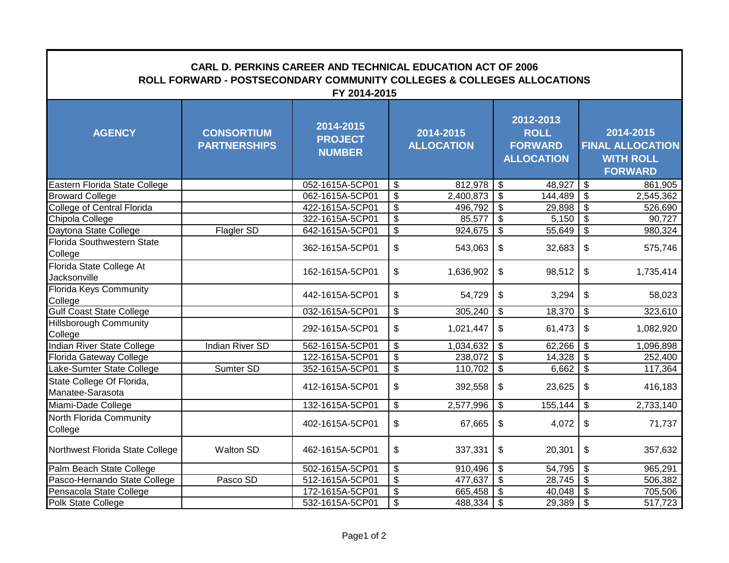## CARL D. PERKINS CAREER AND TECHNICAL EDUCATION ACT OF 2006
## ROLL FORWARD - POSTSECONDARY COMMUNITY COLLEGES & COLLEGES ALLOCATIONS
## FY 2014-2015

| AGENCY | CONSORTIUM PARTNERSHIPS | 2014-2015 PROJECT NUMBER | 2014-2015 ALLOCATION | 2012-2013 ROLL FORWARD ALLOCATION | 2014-2015 FINAL ALLOCATION WITH ROLL FORWARD |
|---|---|---|---|---|---|
| Eastern Florida State College | | 052-1615A-5CP01 | $ 812,978 | $ 48,927 | $ 861,905 |
| Broward College | | 062-1615A-5CP01 | $ 2,400,873 | $ 144,489 | $ 2,545,362 |
| College of Central Florida | | 422-1615A-5CP01 | $ 496,792 | $ 29,898 | $ 526,690 |
| Chipola College | | 322-1615A-5CP01 | $ 85,577 | $ 5,150 | $ 90,727 |
| Daytona State College | Flagler SD | 642-1615A-5CP01 | $ 924,675 | $ 55,649 | $ 980,324 |
| Florida Southwestern State College | | 362-1615A-5CP01 | $ 543,063 | $ 32,683 | $ 575,746 |
| Florida State College At Jacksonville | | 162-1615A-5CP01 | $ 1,636,902 | $ 98,512 | $ 1,735,414 |
| Florida Keys Community College | | 442-1615A-5CP01 | $ 54,729 | $ 3,294 | $ 58,023 |
| Gulf Coast State College | | 032-1615A-5CP01 | $ 305,240 | $ 18,370 | $ 323,610 |
| Hillsborough Community College | | 292-1615A-5CP01 | $ 1,021,447 | $ 61,473 | $ 1,082,920 |
| Indian River State College | Indian River SD | 562-1615A-5CP01 | $ 1,034,632 | $ 62,266 | $ 1,096,898 |
| Florida Gateway College | | 122-1615A-5CP01 | $ 238,072 | $ 14,328 | $ 252,400 |
| Lake-Sumter State College | Sumter SD | 352-1615A-5CP01 | $ 110,702 | $ 6,662 | $ 117,364 |
| State College Of Florida, Manatee-Sarasota | | 412-1615A-5CP01 | $ 392,558 | $ 23,625 | $ 416,183 |
| Miami-Dade College | | 132-1615A-5CP01 | $ 2,577,996 | $ 155,144 | $ 2,733,140 |
| North Florida Community College | | 402-1615A-5CP01 | $ 67,665 | $ 4,072 | $ 71,737 |
| Northwest Florida State College | Walton SD | 462-1615A-5CP01 | $ 337,331 | $ 20,301 | $ 357,632 |
| Palm Beach State College | | 502-1615A-5CP01 | $ 910,496 | $ 54,795 | $ 965,291 |
| Pasco-Hernando State College | Pasco SD | 512-1615A-5CP01 | $ 477,637 | $ 28,745 | $ 506,382 |
| Pensacola State College | | 172-1615A-5CP01 | $ 665,458 | $ 40,048 | $ 705,506 |
| Polk State College | | 532-1615A-5CP01 | $ 488,334 | $ 29,389 | $ 517,723 |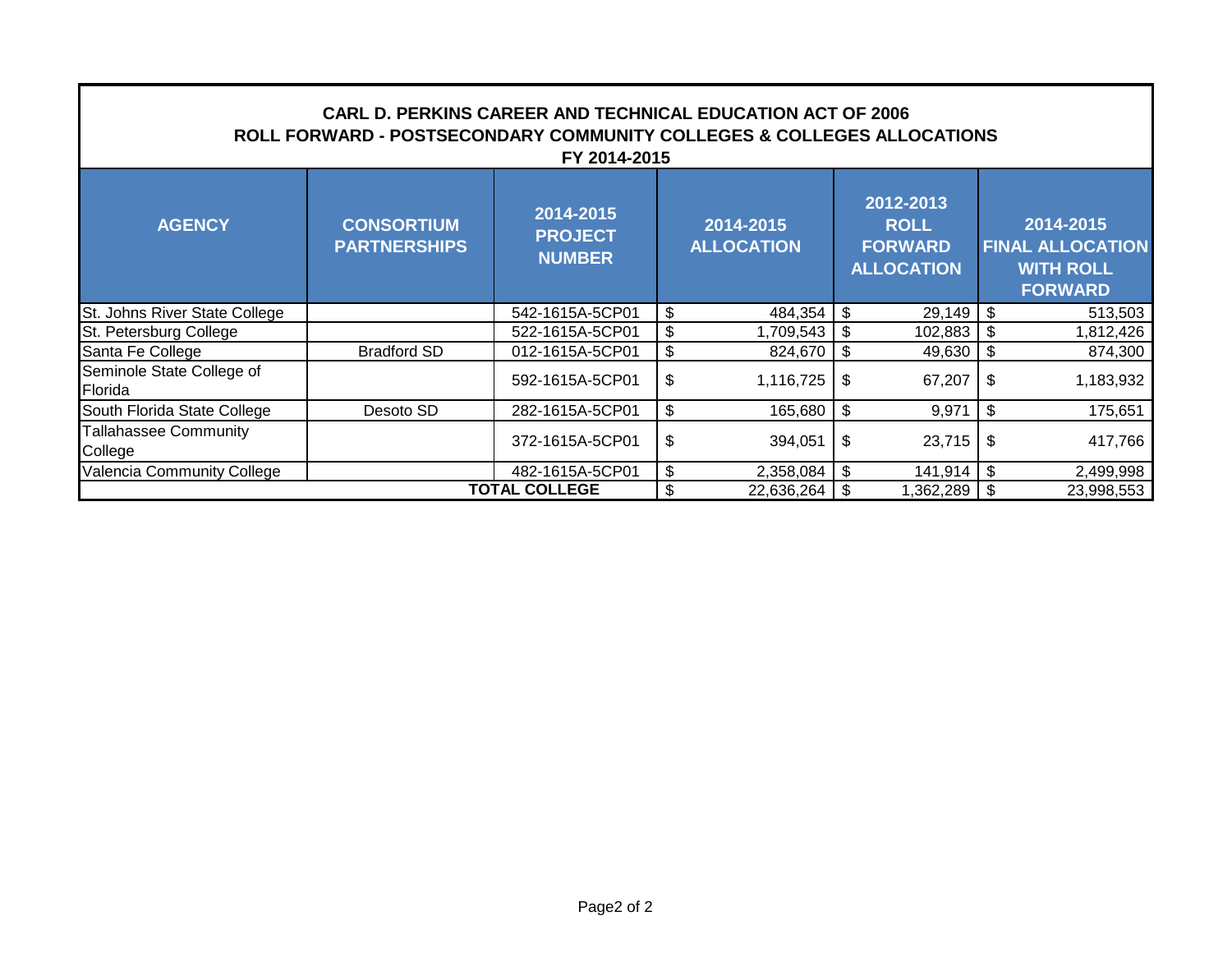# CARL D. PERKINS CAREER AND TECHNICAL EDUCATION ACT OF 2006
## ROLL FORWARD - POSTSECONDARY COMMUNITY COLLEGES & COLLEGES ALLOCATIONS
### FY 2014-2015

| AGENCY | CONSORTIUM PARTNERSHIPS | 2014-2015 PROJECT NUMBER | 2014-2015 ALLOCATION | 2012-2013 ROLL FORWARD ALLOCATION | 2014-2015 FINAL ALLOCATION WITH ROLL FORWARD |
|---|---|---|---|---|---|
| St. Johns River State College | | 542-1615A-5CP01 | $ 484,354 | $ 29,149 | $ 513,503 |
| St. Petersburg College | | 522-1615A-5CP01 | $ 1,709,543 | $ 102,883 | $ 1,812,426 |
| Santa Fe College | Bradford SD | 012-1615A-5CP01 | $ 824,670 | $ 49,630 | $ 874,300 |
| Seminole State College of Florida | | 592-1615A-5CP01 | $ 1,116,725 | $ 67,207 | $ 1,183,932 |
| South Florida State College | Desoto SD | 282-1615A-5CP01 | $ 165,680 | $ 9,971 | $ 175,651 |
| Tallahassee Community College | | 372-1615A-5CP01 | $ 394,051 | $ 23,715 | $ 417,766 |
| Valencia Community College | | 482-1615A-5CP01 | $ 2,358,084 | $ 141,914 | $ 2,499,998 |
| | | TOTAL COLLEGE | $ 22,636,264 | $ 1,362,289 | $ 23,998,553 |